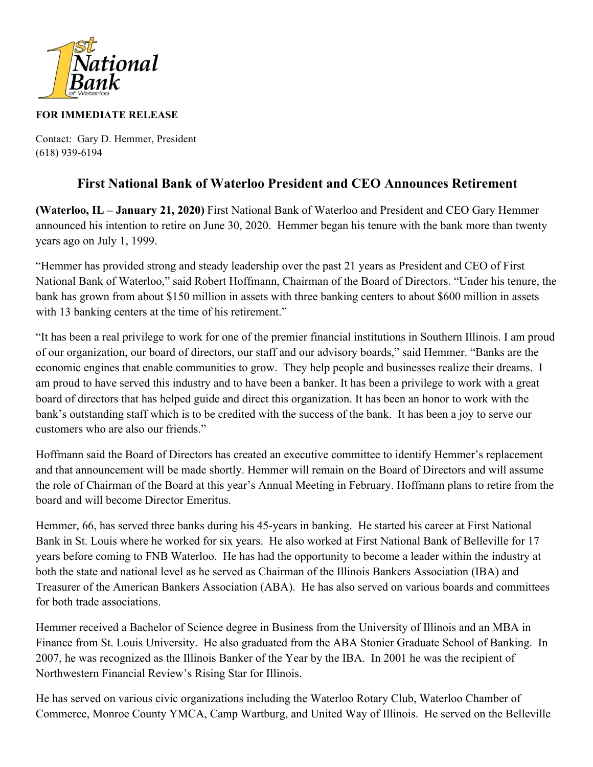**FOR IMMEDIATE RELEASE**

Contact: Gary D. Hemmer, President
(618) 939-6194

## First National Bank of Waterloo President and CEO Announces Retirement

**(Waterloo, IL – January 21, 2020)** First National Bank of Waterloo and President and CEO Gary Hemmer announced his intention to retire on June 30, 2020. Hemmer began his tenure with the bank more than twenty years ago on July 1, 1999.

"Hemmer has provided strong and steady leadership over the past 21 years as President and CEO of First National Bank of Waterloo," said Robert Hoffmann, Chairman of the Board of Directors. "Under his tenure, the bank has grown from about $150 million in assets with three banking centers to about $600 million in assets with 13 banking centers at the time of his retirement."

"It has been a real privilege to work for one of the premier financial institutions in Southern Illinois. I am proud of our organization, our board of directors, our staff and our advisory boards," said Hemmer. "Banks are the economic engines that enable communities to grow. They help people and businesses realize their dreams. I am proud to have served this industry and to have been a banker. It has been a privilege to work with a great board of directors that has helped guide and direct this organization. It has been an honor to work with the bank's outstanding staff which is to be credited with the success of the bank. It has been a joy to serve our customers who are also our friends."

Hoffmann said the Board of Directors has created an executive committee to identify Hemmer's replacement and that announcement will be made shortly. Hemmer will remain on the Board of Directors and will assume the role of Chairman of the Board at this year's Annual Meeting in February. Hoffmann plans to retire from the board and will become Director Emeritus.

Hemmer, 66, has served three banks during his 45-years in banking. He started his career at First National Bank in St. Louis where he worked for six years. He also worked at First National Bank of Belleville for 17 years before coming to FNB Waterloo. He has had the opportunity to become a leader within the industry at both the state and national level as he served as Chairman of the Illinois Bankers Association (IBA) and Treasurer of the American Bankers Association (ABA). He has also served on various boards and committees for both trade associations.

Hemmer received a Bachelor of Science degree in Business from the University of Illinois and an MBA in Finance from St. Louis University. He also graduated from the ABA Stonier Graduate School of Banking. In 2007, he was recognized as the Illinois Banker of the Year by the IBA. In 2001 he was the recipient of Northwestern Financial Review's Rising Star for Illinois.

He has served on various civic organizations including the Waterloo Rotary Club, Waterloo Chamber of Commerce, Monroe County YMCA, Camp Wartburg, and United Way of Illinois. He served on the Belleville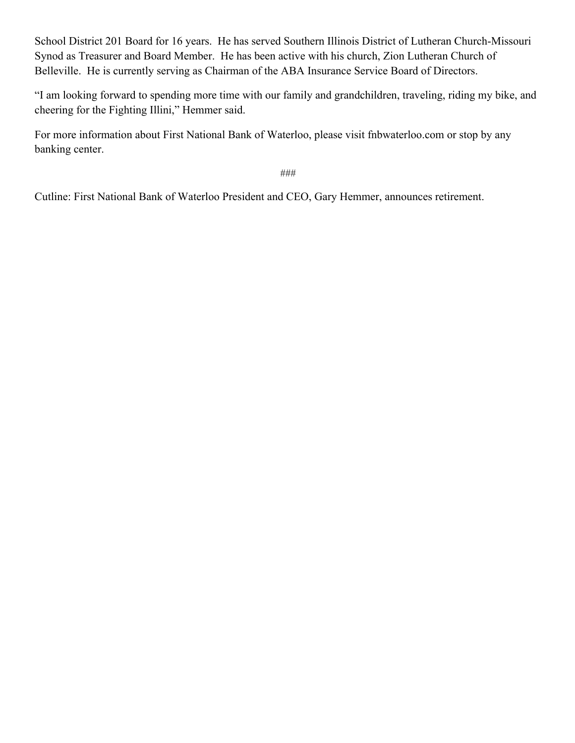School District 201 Board for 16 years.  He has served Southern Illinois District of Lutheran Church-Missouri Synod as Treasurer and Board Member.  He has been active with his church, Zion Lutheran Church of Belleville.  He is currently serving as Chairman of the ABA Insurance Service Board of Directors.

"I am looking forward to spending more time with our family and grandchildren, traveling, riding my bike, and cheering for the Fighting Illini," Hemmer said.

For more information about First National Bank of Waterloo, please visit fnbwaterloo.com or stop by any banking center.

###

Cutline: First National Bank of Waterloo President and CEO, Gary Hemmer, announces retirement.